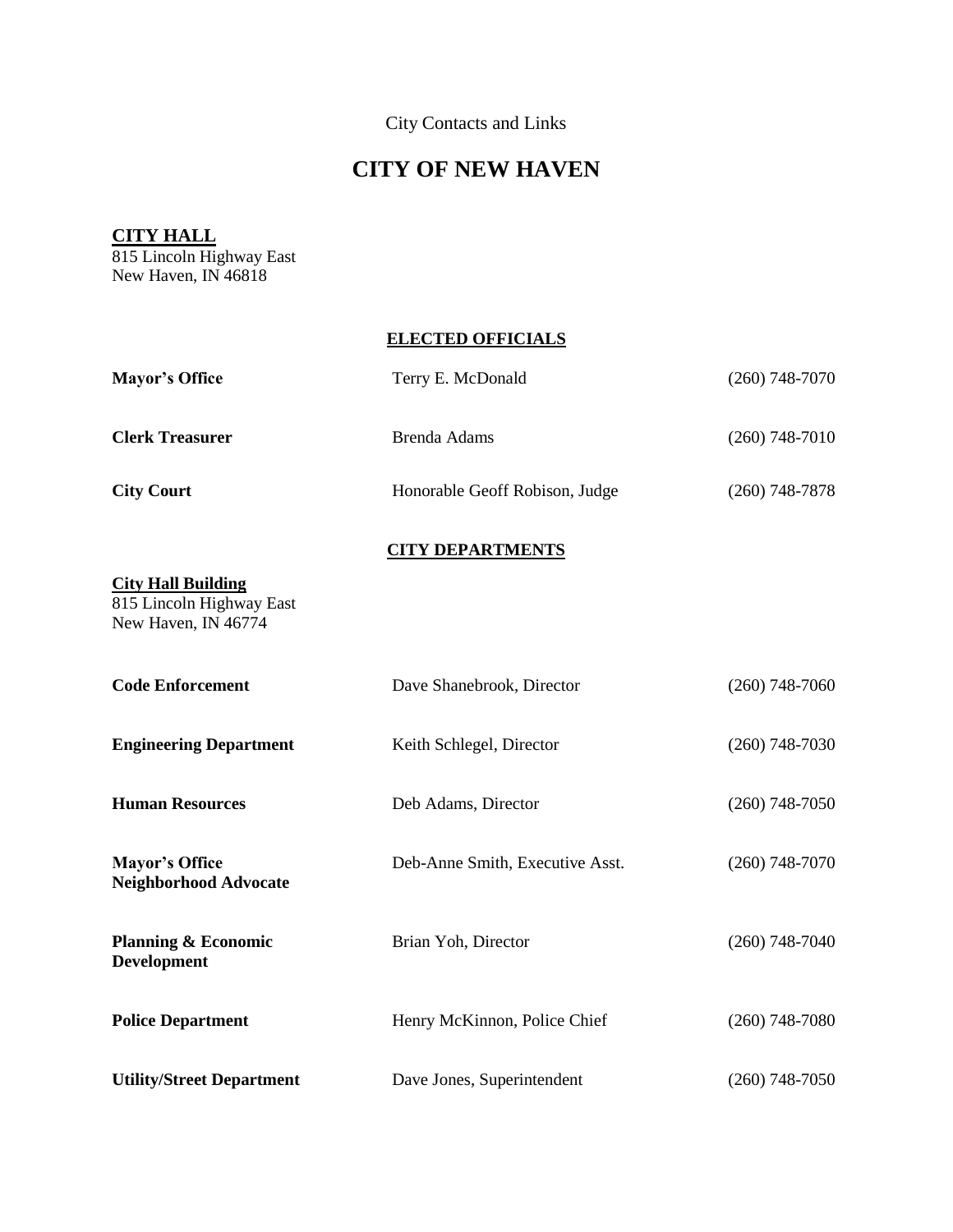City Contacts and Links

# CITY OF NEW HAVEN

**CITY HALL**
815 Lincoln Highway East
New Haven, IN 46818

## ELECTED OFFICIALS

| | | |
|---|---|---|
| **Mayor's Office** | Terry E. McDonald | (260) 748-7070 |
| **Clerk Treasurer** | Brenda Adams | (260) 748-7010 |
| **City Court** | Honorable Geoff Robison, Judge | (260) 748-7878 |

## CITY DEPARTMENTS

**City Hall Building**
815 Lincoln Highway East
New Haven, IN 46774

| | | |
|---|---|---|
| **Code Enforcement** | Dave Shanebrook, Director | (260) 748-7060 |
| **Engineering Department** | Keith Schlegel, Director | (260) 748-7030 |
| **Human Resources** | Deb Adams, Director | (260) 748-7050 |
| **Mayor's Office Neighborhood Advocate** | Deb-Anne Smith, Executive Asst. | (260) 748-7070 |
| **Planning & Economic Development** | Brian Yoh, Director | (260) 748-7040 |
| **Police Department** | Henry McKinnon, Police Chief | (260) 748-7080 |
| **Utility/Street Department** | Dave Jones, Superintendent | (260) 748-7050 |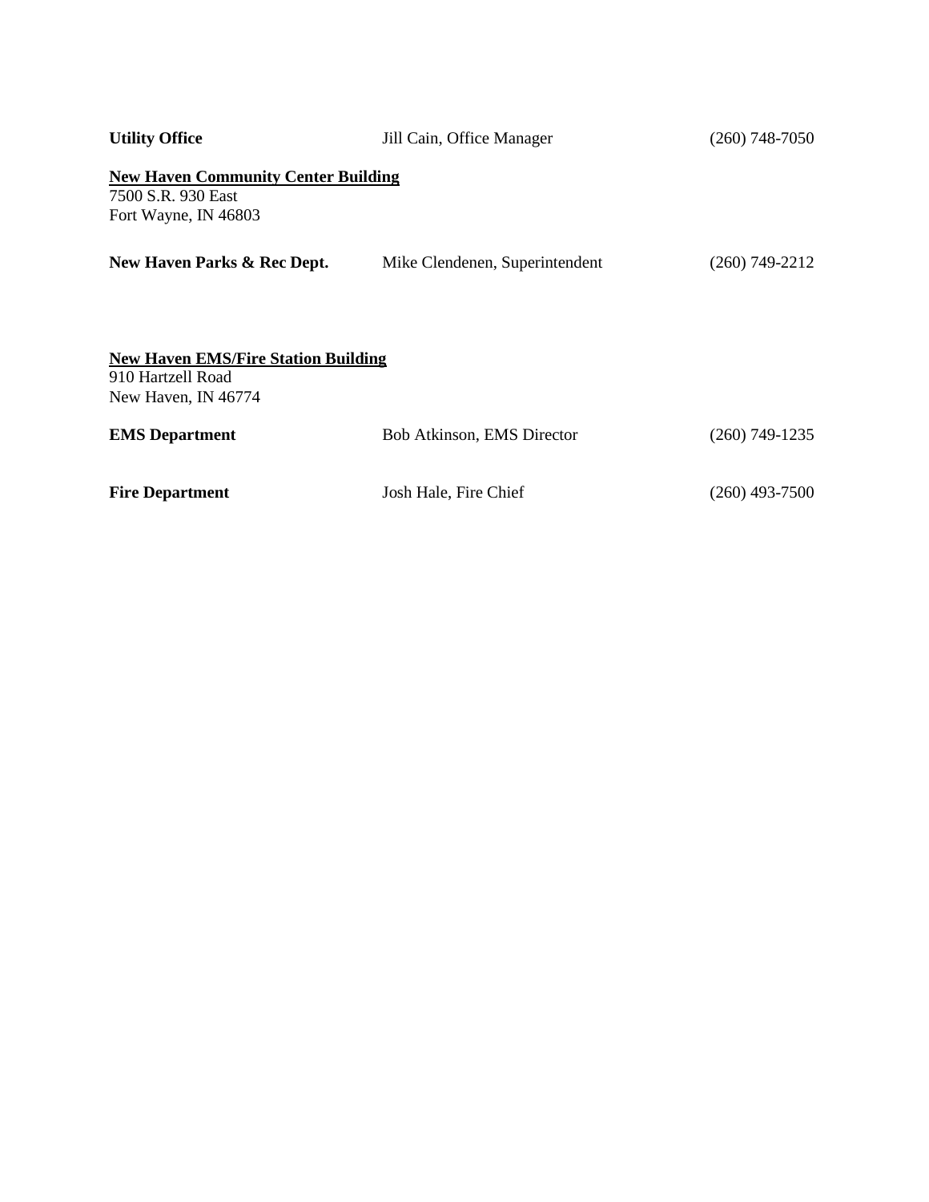| **Utility Office** | Jill Cain, Office Manager | (260) 748-7050 |
|---|---|---|

**<u>New Haven Community Center Building</u>**
7500 S.R. 930 East
Fort Wayne, IN 46803

| **New Haven Parks & Rec Dept.** | Mike Clendenen, Superintendent | (260) 749-2212 |
|---|---|---|

**<u>New Haven EMS/Fire Station Building</u>**
910 Hartzell Road
New Haven, IN 46774

| **EMS Department** | Bob Atkinson, EMS Director | (260) 749-1235 |
|---|---|---|
| **Fire Department** | Josh Hale, Fire Chief | (260) 493-7500 |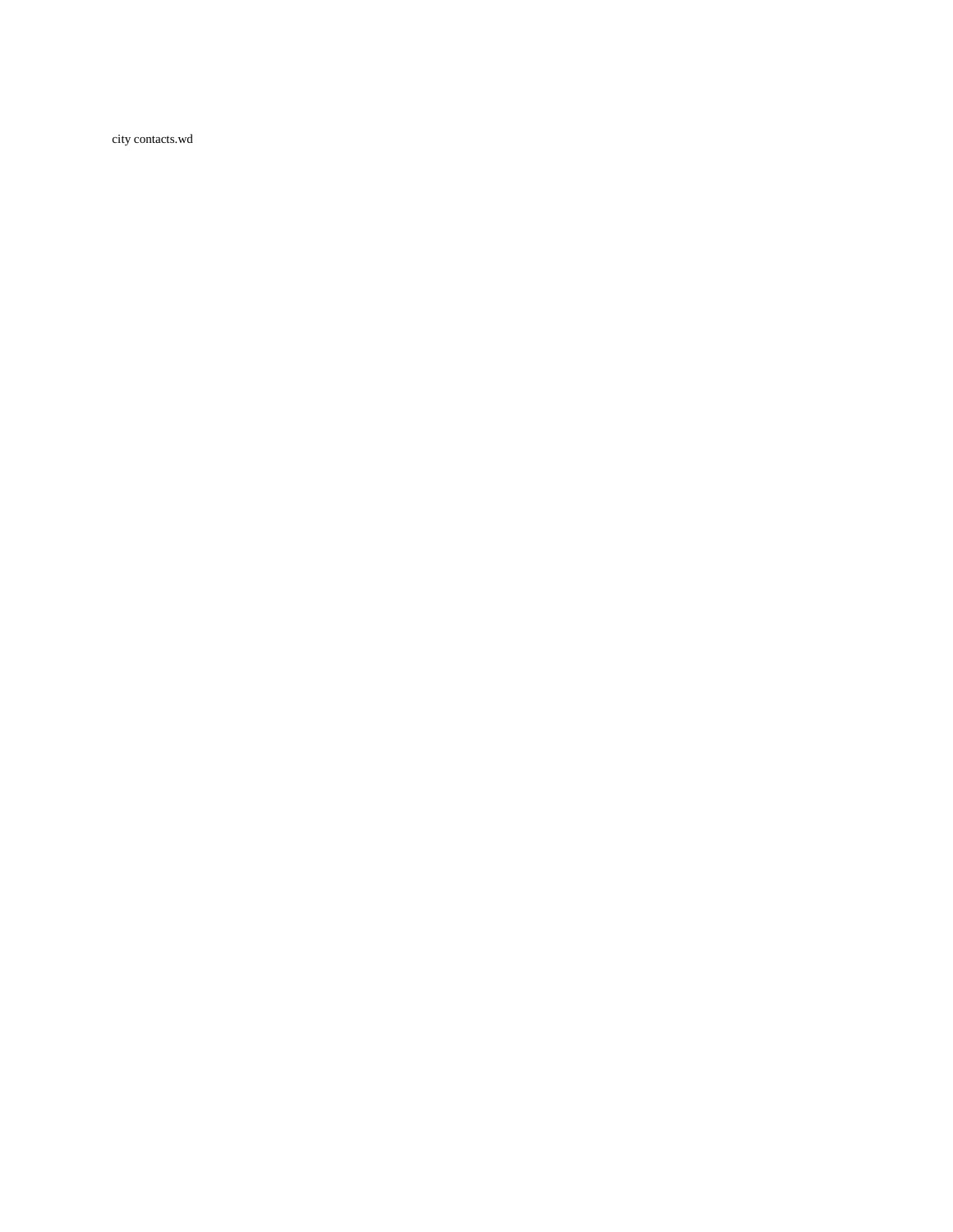city contacts.wd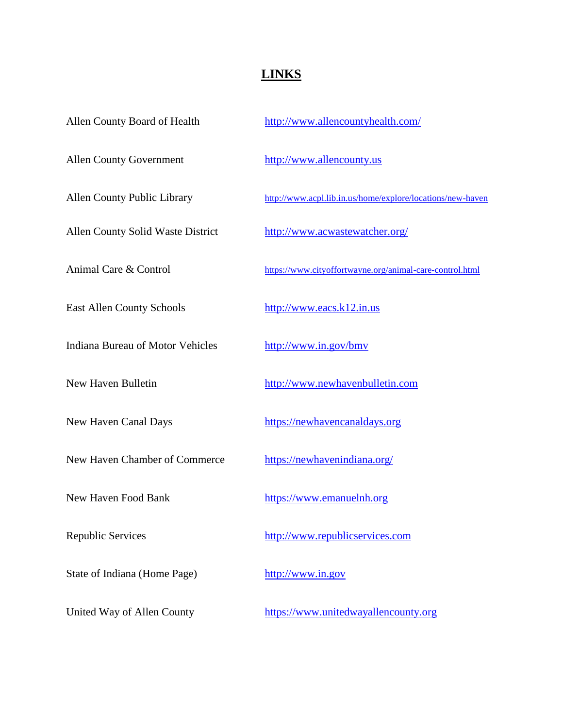# LINKS

| | |
|---|---|
| Allen County Board of Health | http://www.allencountyhealth.com/ |
| Allen County Government | http://www.allencounty.us |
| Allen County Public Library | http://www.acpl.lib.in.us/home/explore/locations/new-haven |
| Allen County Solid Waste District | http://www.acwastewatcher.org/ |
| Animal Care & Control | https://www.cityoffortwayne.org/animal-care-control.html |
| East Allen County Schools | http://www.eacs.k12.in.us |
| Indiana Bureau of Motor Vehicles | http://www.in.gov/bmv |
| New Haven Bulletin | http://www.newhavenbulletin.com |
| New Haven Canal Days | https://newhavencanaldays.org |
| New Haven Chamber of Commerce | https://newhavenindiana.org/ |
| New Haven Food Bank | https://www.emanuelnh.org |
| Republic Services | http://www.republicservices.com |
| State of Indiana (Home Page) | http://www.in.gov |
| United Way of Allen County | https://www.unitedwayallencounty.org |